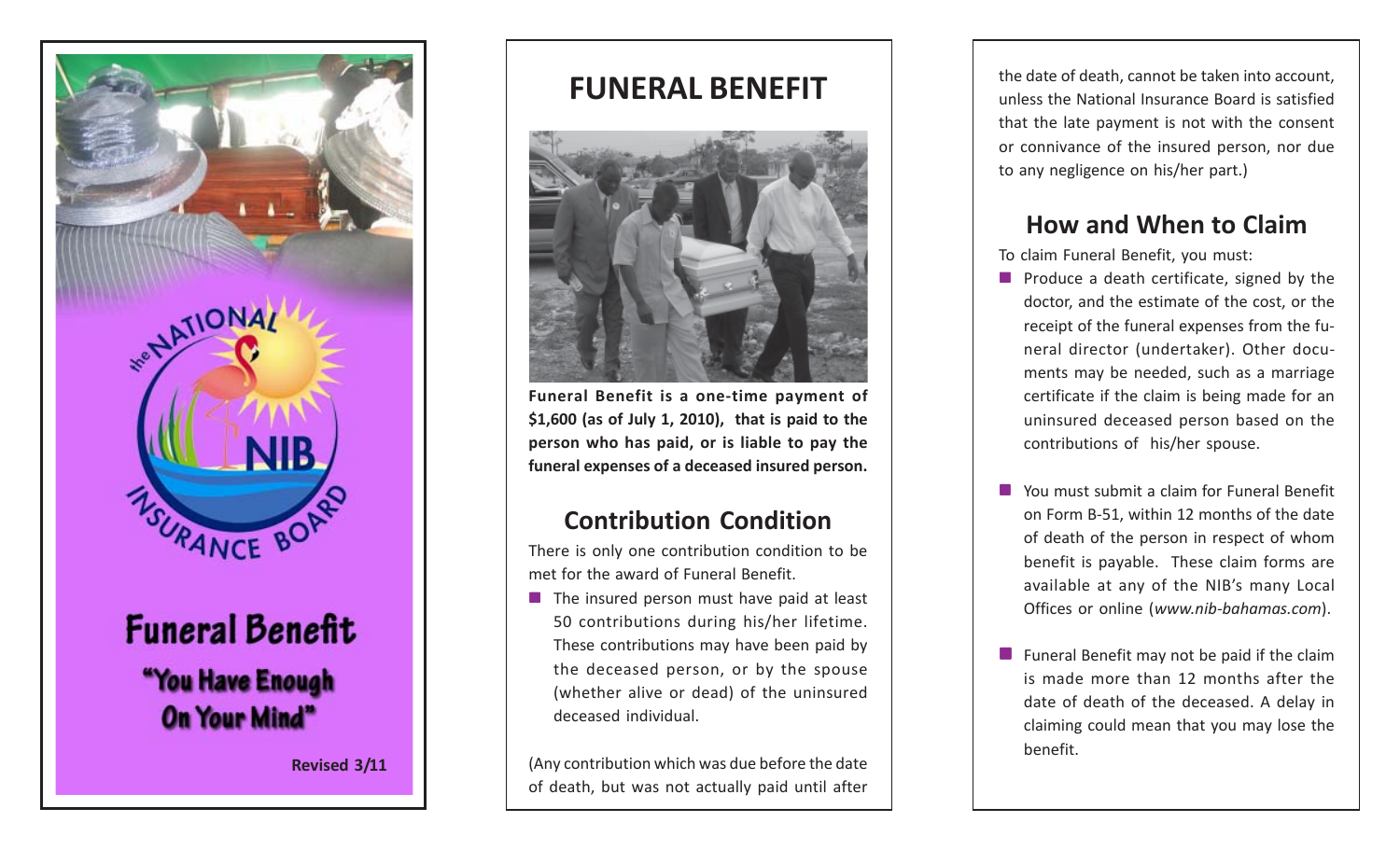the National Insurance Board

# Funeral Benefit

"You Have Enough On Your Mind"

Revised 3/11

# FUNERAL BENEFIT

**Funeral Benefit is a one-time payment of $1,600 (as of July 1, 2010), that is paid to the person who has paid, or is liable to pay the funeral expenses of a deceased insured person.**

## Contribution Condition

There is only one contribution condition to be met for the award of Funeral Benefit.

- The insured person must have paid at least 50 contributions during his/her lifetime. These contributions may have been paid by the deceased person, or by the spouse (whether alive or dead) of the uninsured deceased individual.

(Any contribution which was due before the date of death, but was not actually paid until after the date of death, cannot be taken into account, unless the National Insurance Board is satisfied that the late payment is not with the consent or connivance of the insured person, nor due to any negligence on his/her part.)

## How and When to Claim

To claim Funeral Benefit, you must:

- Produce a death certificate, signed by the doctor, and the estimate of the cost, or the receipt of the funeral expenses from the funeral director (undertaker). Other documents may be needed, such as a marriage certificate if the claim is being made for an uninsured deceased person based on the contributions of his/her spouse.

- You must submit a claim for Funeral Benefit on Form B-51, within 12 months of the date of death of the person in respect of whom benefit is payable. These claim forms are available at any of the NIB's many Local Offices or online (*www.nib-bahamas.com*).

- Funeral Benefit may not be paid if the claim is made more than 12 months after the date of death of the deceased. A delay in claiming could mean that you may lose the benefit.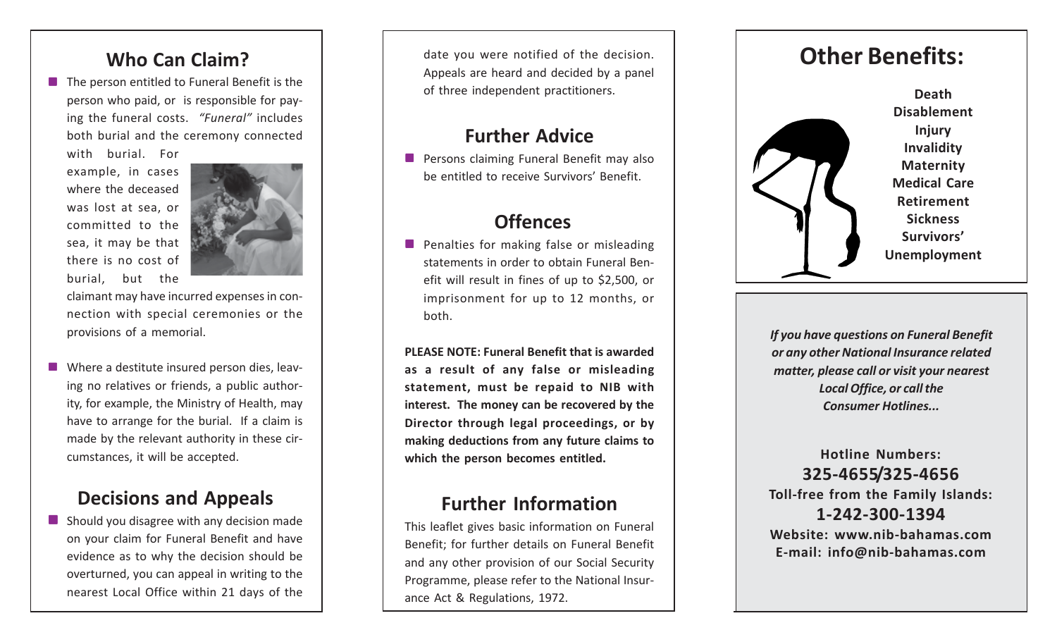## Who Can Claim?

- The person entitled to Funeral Benefit is the person who paid, or is responsible for paying the funeral costs. *"Funeral"* includes both burial and the ceremony connected with burial. For example, in cases where the deceased was lost at sea, or committed to the sea, it may be that there is no cost of burial, but the claimant may have incurred expenses in connection with special ceremonies or the provisions of a memorial.

- Where a destitute insured person dies, leaving no relatives or friends, a public authority, for example, the Ministry of Health, may have to arrange for the burial. If a claim is made by the relevant authority in these circumstances, it will be accepted.

## Decisions and Appeals

- Should you disagree with any decision made on your claim for Funeral Benefit and have evidence as to why the decision should be overturned, you can appeal in writing to the nearest Local Office within 21 days of the date you were notified of the decision. Appeals are heard and decided by a panel of three independent practitioners.

## Further Advice

- Persons claiming Funeral Benefit may also be entitled to receive Survivors' Benefit.

## Offences

- Penalties for making false or misleading statements in order to obtain Funeral Benefit will result in fines of up to $2,500, or imprisonment for up to 12 months, or both.

**PLEASE NOTE: Funeral Benefit that is awarded as a result of any false or misleading statement, must be repaid to NIB with interest. The money can be recovered by the Director through legal proceedings, or by making deductions from any future claims to which the person becomes entitled.**

## Further Information

This leaflet gives basic information on Funeral Benefit; for further details on Funeral Benefit and any other provision of our Social Security Programme, please refer to the National Insurance Act & Regulations, 1972.

# Other Benefits:

**Death**
**Disablement**
**Injury**
**Invalidity**
**Maternity**
**Medical Care**
**Retirement**
**Sickness**
**Survivors'**
**Unemployment**

***If you have questions on Funeral Benefit or any other National Insurance related matter, please call or visit your nearest Local Office, or call the Consumer Hotlines...***

**Hotline Numbers:**
**325-4655/325-4656**
**Toll-free from the Family Islands:**
**1-242-300-1394**
**Website: www.nib-bahamas.com**
**E-mail: info@nib-bahamas.com**